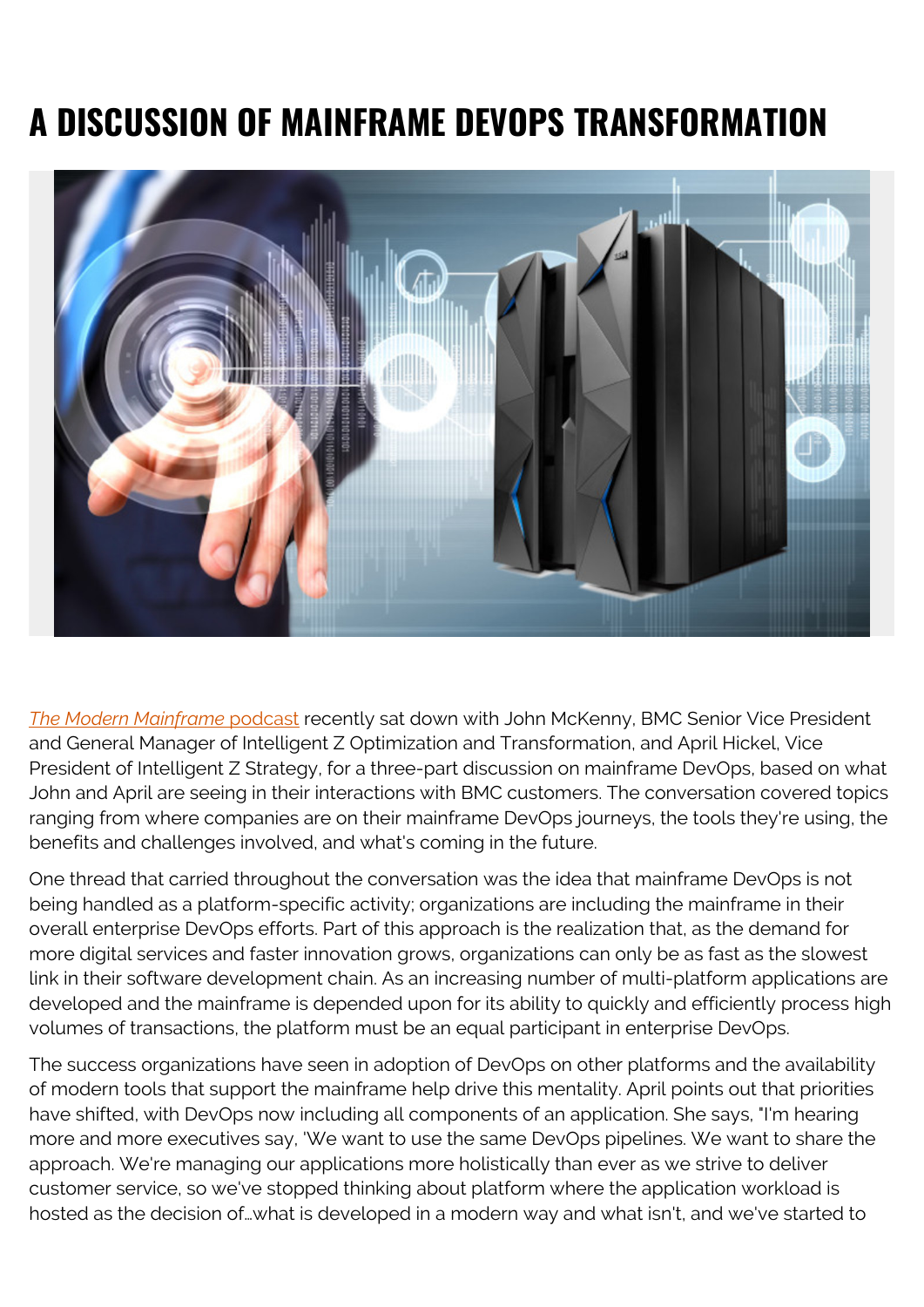# A DISCUSSION OF MAINFRAME DEVOPS TRANSFORMATION

*The Modern Mainframe* podcast recently sat down with John McKenny, BMC Senior Vice President and General Manager of Intelligent Z Optimization and Transformation, and April Hickel, Vice President of Intelligent Z Strategy, for a three-part discussion on mainframe DevOps, based on what John and April are seeing in their interactions with BMC customers. The conversation covered topics ranging from where companies are on their mainframe DevOps journeys, the tools they're using, the benefits and challenges involved, and what's coming in the future.

One thread that carried throughout the conversation was the idea that mainframe DevOps is not being handled as a platform-specific activity; organizations are including the mainframe in their overall enterprise DevOps efforts. Part of this approach is the realization that, as the demand for more digital services and faster innovation grows, organizations can only be as fast as the slowest link in their software development chain. As an increasing number of multi-platform applications are developed and the mainframe is depended upon for its ability to quickly and efficiently process high volumes of transactions, the platform must be an equal participant in enterprise DevOps.

The success organizations have seen in adoption of DevOps on other platforms and the availability of modern tools that support the mainframe help drive this mentality. April points out that priorities have shifted, with DevOps now including all components of an application. She says, "I'm hearing more and more executives say, 'We want to use the same DevOps pipelines. We want to share the approach. We're managing our applications more holistically than ever as we strive to deliver customer service, so we've stopped thinking about platform where the application workload is hosted as the decision of…what is developed in a modern way and what isn't, and we've started to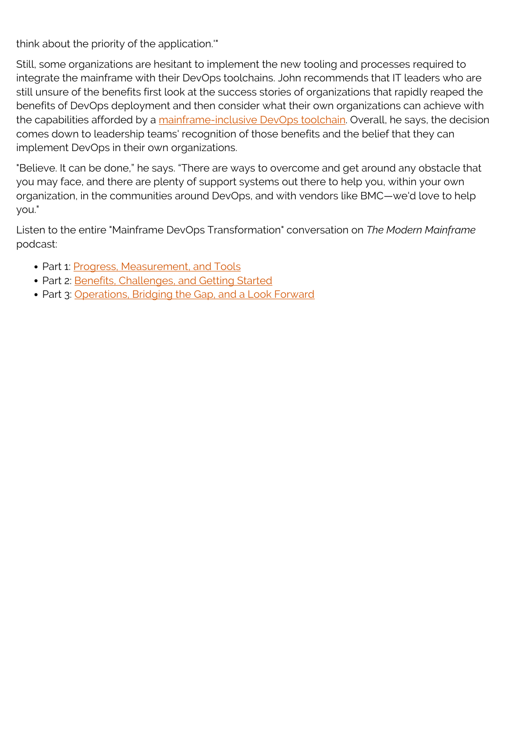think about the priority of the application.'"

Still, some organizations are hesitant to implement the new tooling and processes required to integrate the mainframe with their DevOps toolchains. John recommends that IT leaders who are still unsure of the benefits first look at the success stories of organizations that rapidly reaped the benefits of DevOps deployment and then consider what their own organizations can achieve with the capabilities afforded by a mainframe-inclusive DevOps toolchain. Overall, he says, the decision comes down to leadership teams' recognition of those benefits and the belief that they can implement DevOps in their own organizations.

"Believe. It can be done," he says. "There are ways to overcome and get around any obstacle that you may face, and there are plenty of support systems out there to help you, within your own organization, in the communities around DevOps, and with vendors like BMC—we'd love to help you."

Listen to the entire "Mainframe DevOps Transformation" conversation on *The Modern Mainframe* podcast:

- Part 1: Progress, Measurement, and Tools
- Part 2: Benefits, Challenges, and Getting Started
- Part 3: Operations, Bridging the Gap, and a Look Forward